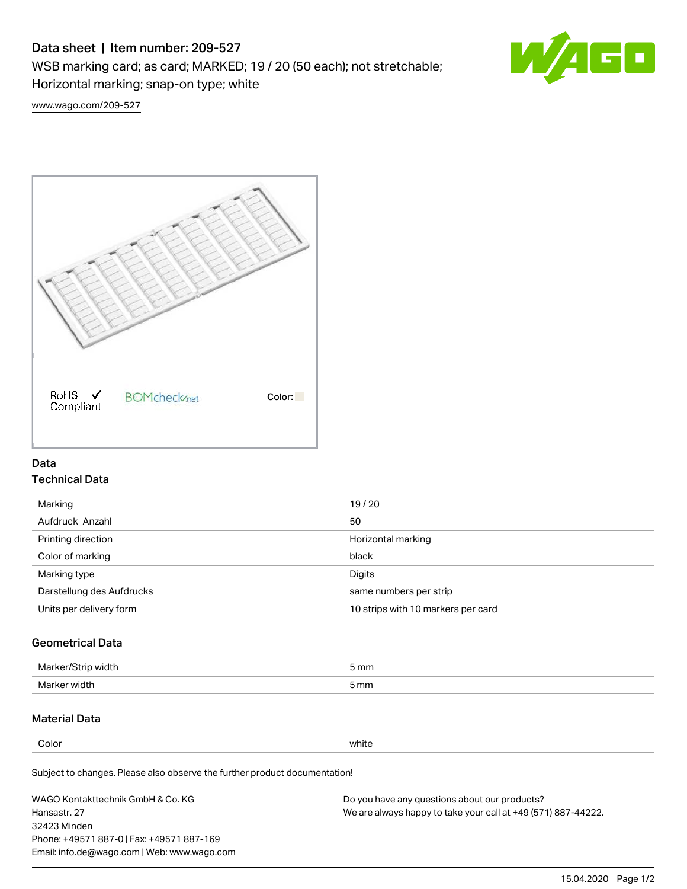# Data sheet | Item number: 209-527

WSB marking card; as card; MARKED; 19 / 20 (50 each); not stretchable; Horizontal marking; snap-on type; white

www.wago.com/209-527

RoHS Compliant ✓ BOMcheck.net Color:

## Data

### Technical Data

| | |
|---|---|
| Marking | 19 / 20 |
| Aufdruck_Anzahl | 50 |
| Printing direction | Horizontal marking |
| Color of marking | black |
| Marking type | Digits |
| Darstellung des Aufdrucks | same numbers per strip |
| Units per delivery form | 10 strips with 10 markers per card |

### Geometrical Data

| | |
|---|---|
| Marker/Strip width | 5 mm |
| Marker width | 5 mm |

### Material Data

| | |
|---|---|
| Color | white |

Subject to changes. Please also observe the further product documentation!

WAGO Kontakttechnik GmbH & Co. KG
Hansastr. 27
32423 Minden
Phone: +49571 887-0 | Fax: +49571 887-169
Email: info.de@wago.com | Web: www.wago.com

Do you have any questions about our products?
We are always happy to take your call at +49 (571) 887-44222.

15.04.2020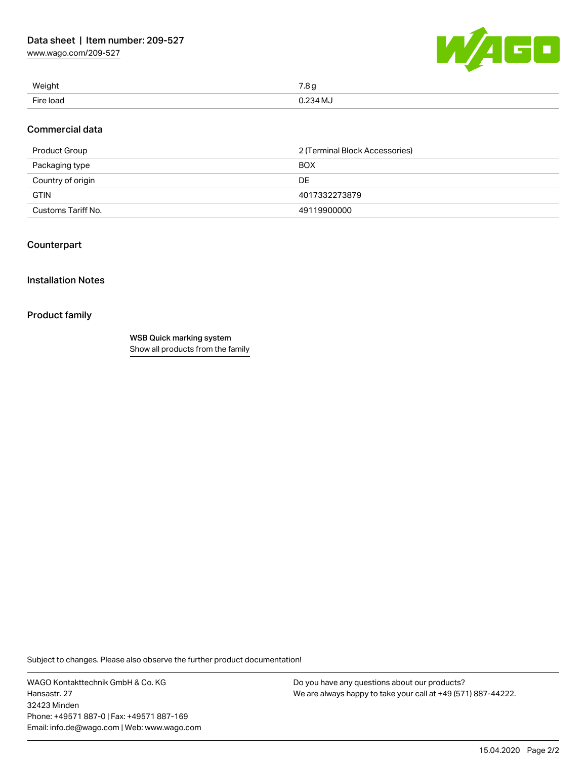| | |
|---|---|
| Weight | 7.8 g |
| Fire load | 0.234 MJ |

## Commercial data

| | |
|---|---|
| Product Group | 2 (Terminal Block Accessories) |
| Packaging type | BOX |
| Country of origin | DE |
| GTIN | 4017332273879 |
| Customs Tariff No. | 49119900000 |

## Counterpart

## Installation Notes

## Product family

**WSB Quick marking system**
Show all products from the family

Subject to changes. Please also observe the further product documentation!

WAGO Kontakttechnik GmbH & Co. KG
Hansastr. 27
32423 Minden
Phone: +49571 887-0 | Fax: +49571 887-169
Email: info.de@wago.com | Web: www.wago.com

Do you have any questions about our products?
We are always happy to take your call at +49 (571) 887-44222.

15.04.2020